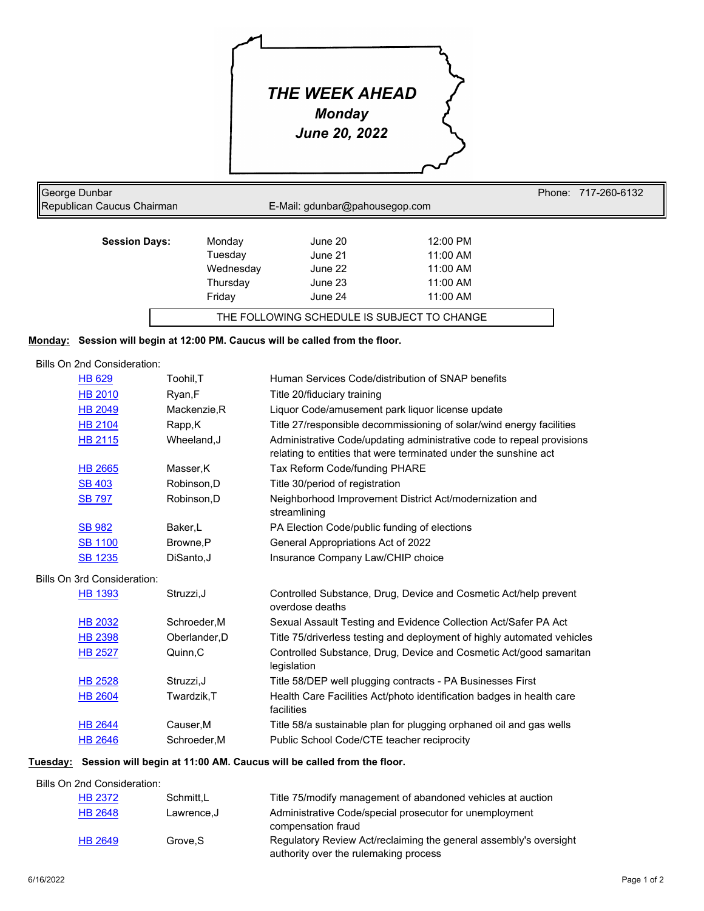# THE WEEK AHEAD

***Monday***

***June 20, 2022***

George Dunbar
Republican Caucus Chairman

E-Mail: gdunbar@pahousegop.com

Phone: 717-260-6132

| **Session Days:** | | | |
|---|---|---|---|
| | Monday | June 20 | 12:00 PM |
| | Tuesday | June 21 | 11:00 AM |
| | Wednesday | June 22 | 11:00 AM |
| | Thursday | June 23 | 11:00 AM |
| | Friday | June 24 | 11:00 AM |

THE FOLLOWING SCHEDULE IS SUBJECT TO CHANGE

**Monday: Session will begin at 12:00 PM. Caucus will be called from the floor.**

Bills On 2nd Consideration:

| Bill | Sponsor | Description |
|---|---|---|
| HB 629 | Toohil,T | Human Services Code/distribution of SNAP benefits |
| HB 2010 | Ryan,F | Title 20/fiduciary training |
| HB 2049 | Mackenzie,R | Liquor Code/amusement park liquor license update |
| HB 2104 | Rapp,K | Title 27/responsible decommissioning of solar/wind energy facilities |
| HB 2115 | Wheeland,J | Administrative Code/updating administrative code to repeal provisions relating to entities that were terminated under the sunshine act |
| HB 2665 | Masser,K | Tax Reform Code/funding PHARE |
| SB 403 | Robinson,D | Title 30/period of registration |
| SB 797 | Robinson,D | Neighborhood Improvement District Act/modernization and streamlining |
| SB 982 | Baker,L | PA Election Code/public funding of elections |
| SB 1100 | Browne,P | General Appropriations Act of 2022 |
| SB 1235 | DiSanto,J | Insurance Company Law/CHIP choice |

Bills On 3rd Consideration:

| Bill | Sponsor | Description |
|---|---|---|
| HB 1393 | Struzzi,J | Controlled Substance, Drug, Device and Cosmetic Act/help prevent overdose deaths |
| HB 2032 | Schroeder,M | Sexual Assault Testing and Evidence Collection Act/Safer PA Act |
| HB 2398 | Oberlander,D | Title 75/driverless testing and deployment of highly automated vehicles |
| HB 2527 | Quinn,C | Controlled Substance, Drug, Device and Cosmetic Act/good samaritan legislation |
| HB 2528 | Struzzi,J | Title 58/DEP well plugging contracts - PA Businesses First |
| HB 2604 | Twardzik,T | Health Care Facilities Act/photo identification badges in health care facilities |
| HB 2644 | Causer,M | Title 58/a sustainable plan for plugging orphaned oil and gas wells |
| HB 2646 | Schroeder,M | Public School Code/CTE teacher reciprocity |

**Tuesday: Session will begin at 11:00 AM. Caucus will be called from the floor.**

Bills On 2nd Consideration:

| Bill | Sponsor | Description |
|---|---|---|
| HB 2372 | Schmitt,L | Title 75/modify management of abandoned vehicles at auction |
| HB 2648 | Lawrence,J | Administrative Code/special prosecutor for unemployment compensation fraud |
| HB 2649 | Grove,S | Regulatory Review Act/reclaiming the general assembly's oversight authority over the rulemaking process |

6/16/2022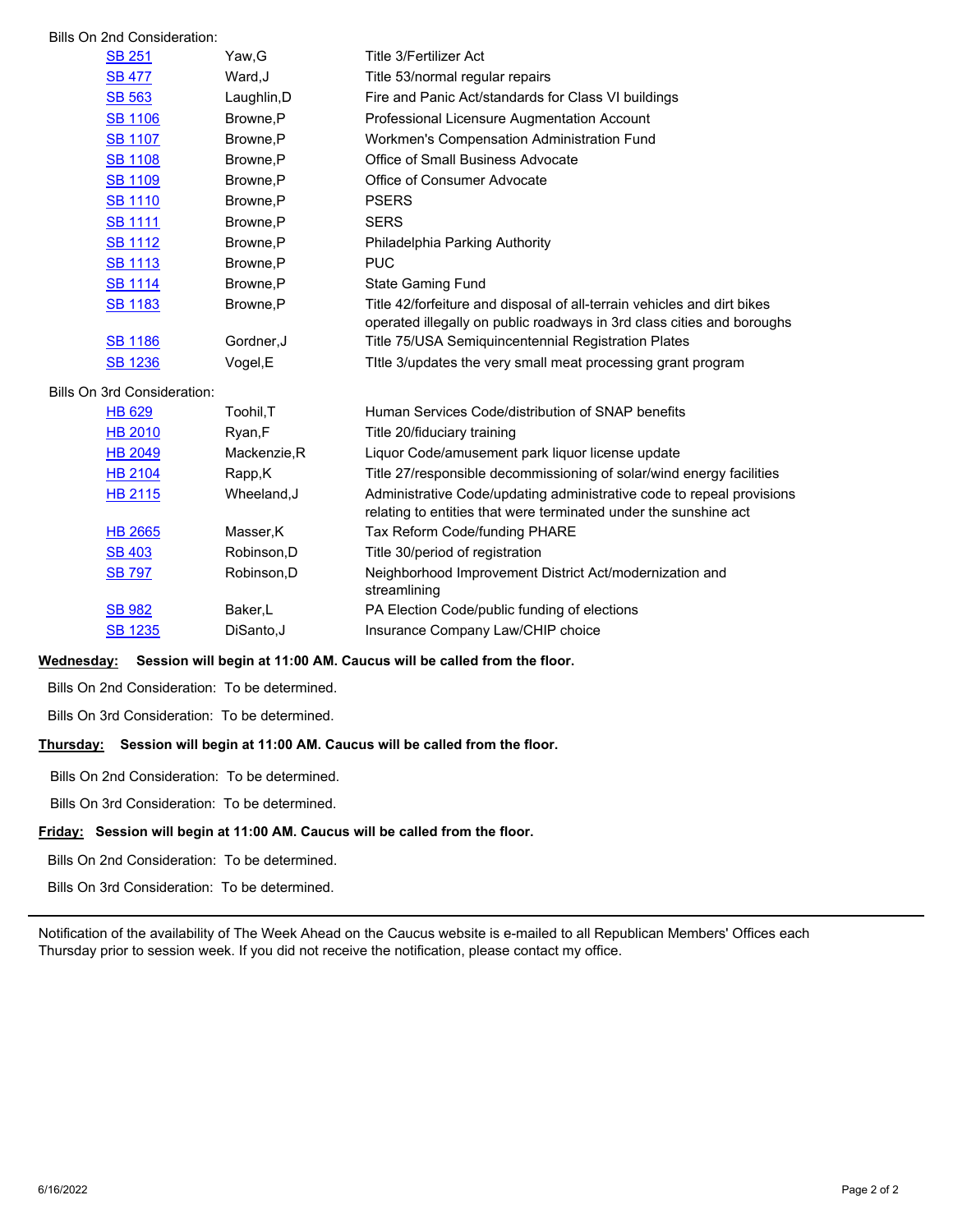Bills On 2nd Consideration:

| | | |
|---|---|---|
| SB 251 | Yaw,G | Title 3/Fertilizer Act |
| SB 477 | Ward,J | Title 53/normal regular repairs |
| SB 563 | Laughlin,D | Fire and Panic Act/standards for Class VI buildings |
| SB 1106 | Browne,P | Professional Licensure Augmentation Account |
| SB 1107 | Browne,P | Workmen's Compensation Administration Fund |
| SB 1108 | Browne,P | Office of Small Business Advocate |
| SB 1109 | Browne,P | Office of Consumer Advocate |
| SB 1110 | Browne,P | PSERS |
| SB 1111 | Browne,P | SERS |
| SB 1112 | Browne,P | Philadelphia Parking Authority |
| SB 1113 | Browne,P | PUC |
| SB 1114 | Browne,P | State Gaming Fund |
| SB 1183 | Browne,P | Title 42/forfeiture and disposal of all-terrain vehicles and dirt bikes operated illegally on public roadways in 3rd class cities and boroughs |
| SB 1186 | Gordner,J | Title 75/USA Semiquincentennial Registration Plates |
| SB 1236 | Vogel,E | TItle 3/updates the very small meat processing grant program |

Bills On 3rd Consideration:

| | | |
|---|---|---|
| HB 629 | Toohil,T | Human Services Code/distribution of SNAP benefits |
| HB 2010 | Ryan,F | Title 20/fiduciary training |
| HB 2049 | Mackenzie,R | Liquor Code/amusement park liquor license update |
| HB 2104 | Rapp,K | Title 27/responsible decommissioning of solar/wind energy facilities |
| HB 2115 | Wheeland,J | Administrative Code/updating administrative code to repeal provisions relating to entities that were terminated under the sunshine act |
| HB 2665 | Masser,K | Tax Reform Code/funding PHARE |
| SB 403 | Robinson,D | Title 30/period of registration |
| SB 797 | Robinson,D | Neighborhood Improvement District Act/modernization and streamlining |
| SB 982 | Baker,L | PA Election Code/public funding of elections |
| SB 1235 | DiSanto,J | Insurance Company Law/CHIP choice |

**Wednesday: Session will begin at 11:00 AM. Caucus will be called from the floor.**

Bills On 2nd Consideration: To be determined.

Bills On 3rd Consideration: To be determined.

**Thursday: Session will begin at 11:00 AM. Caucus will be called from the floor.**

Bills On 2nd Consideration: To be determined.

Bills On 3rd Consideration: To be determined.

**Friday: Session will begin at 11:00 AM. Caucus will be called from the floor.**

Bills On 2nd Consideration: To be determined.

Bills On 3rd Consideration: To be determined.

---

Notification of the availability of The Week Ahead on the Caucus website is e-mailed to all Republican Members' Offices each Thursday prior to session week. If you did not receive the notification, please contact my office.